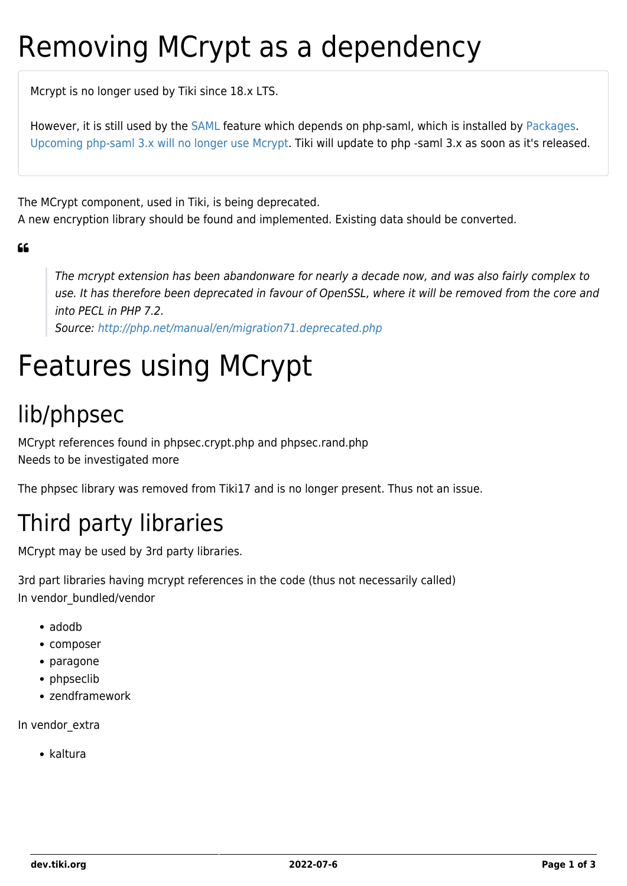# Removing MCrypt as a dependency

Mcrypt is no longer used by Tiki since 18.x LTS.

However, it is still used by the SAML feature which depends on php-saml, which is installed by Packages. Upcoming php-saml 3.x will no longer use Mcrypt. Tiki will update to php -saml 3.x as soon as it's released.

The MCrypt component, used in Tiki, is being deprecated.
A new encryption library should be found and implemented. Existing data should be converted.

> *The mcrypt extension has been abandonware for nearly a decade now, and was also fairly complex to use. It has therefore been deprecated in favour of OpenSSL, where it will be removed from the core and into PECL in PHP 7.2.*
> *Source: http://php.net/manual/en/migration71.deprecated.php*

# Features using MCrypt

## lib/phpsec

MCrypt references found in phpsec.crypt.php and phpsec.rand.php
Needs to be investigated more

The phpsec library was removed from Tiki17 and is no longer present. Thus not an issue.

## Third party libraries

MCrypt may be used by 3rd party libraries.

3rd part libraries having mcrypt references in the code (thus not necessarily called)
In vendor_bundled/vendor

- adodb
- composer
- paragone
- phpseclib
- zendframework

In vendor_extra

- kaltura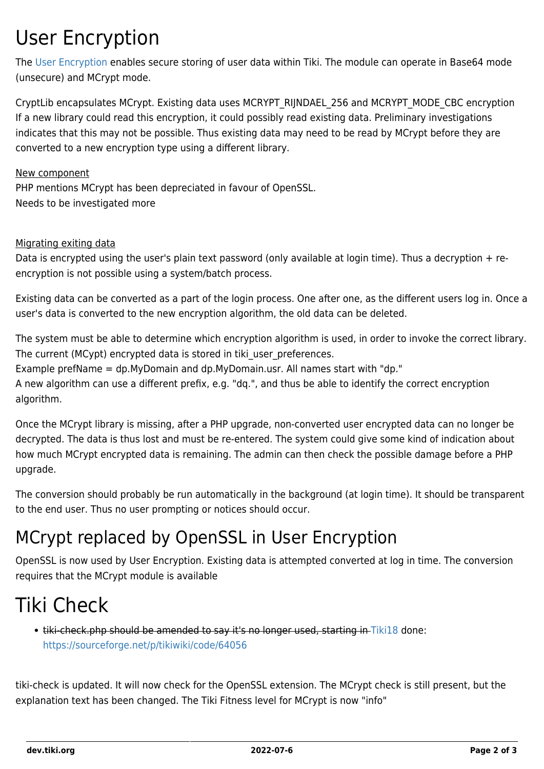# User Encryption

The User Encryption enables secure storing of user data within Tiki. The module can operate in Base64 mode (unsecure) and MCrypt mode.

CryptLib encapsulates MCrypt. Existing data uses MCRYPT_RIJNDAEL_256 and MCRYPT_MODE_CBC encryption If a new library could read this encryption, it could possibly read existing data. Preliminary investigations indicates that this may not be possible. Thus existing data may need to be read by MCrypt before they are converted to a new encryption type using a different library.

<u>New component</u>
PHP mentions MCrypt has been depreciated in favour of OpenSSL.
Needs to be investigated more

<u>Migrating exiting data</u>
Data is encrypted using the user's plain text password (only available at login time). Thus a decryption + re-encryption is not possible using a system/batch process.

Existing data can be converted as a part of the login process. One after one, as the different users log in. Once a user's data is converted to the new encryption algorithm, the old data can be deleted.

The system must be able to determine which encryption algorithm is used, in order to invoke the correct library.
The current (MCypt) encrypted data is stored in tiki_user_preferences.
Example prefName = dp.MyDomain and dp.MyDomain.usr. All names start with "dp."
A new algorithm can use a different prefix, e.g. "dq.", and thus be able to identify the correct encryption algorithm.

Once the MCrypt library is missing, after a PHP upgrade, non-converted user encrypted data can no longer be decrypted. The data is thus lost and must be re-entered. The system could give some kind of indication about how much MCrypt encrypted data is remaining. The admin can then check the possible damage before a PHP upgrade.

The conversion should probably be run automatically in the background (at login time). It should be transparent to the end user. Thus no user prompting or notices should occur.

# MCrypt replaced by OpenSSL in User Encryption

OpenSSL is now used by User Encryption. Existing data is attempted converted at log in time. The conversion requires that the MCrypt module is available

# Tiki Check

- ~~tiki-check.php should be amended to say it's no longer used, starting in Tiki18~~ done: https://sourceforge.net/p/tikiwiki/code/64056

tiki-check is updated. It will now check for the OpenSSL extension. The MCrypt check is still present, but the explanation text has been changed. The Tiki Fitness level for MCrypt is now "info"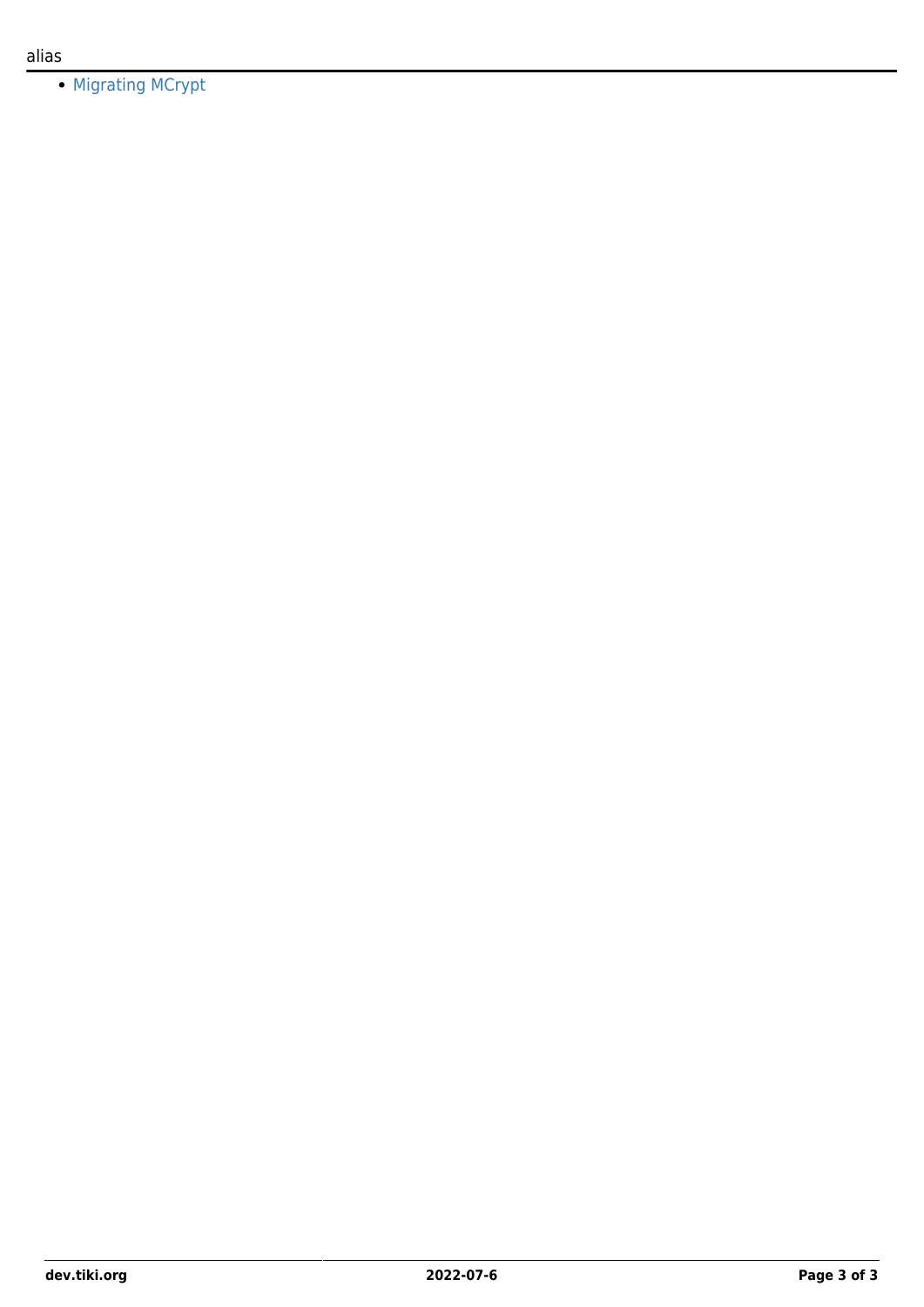## alias

- Migrating MCrypt